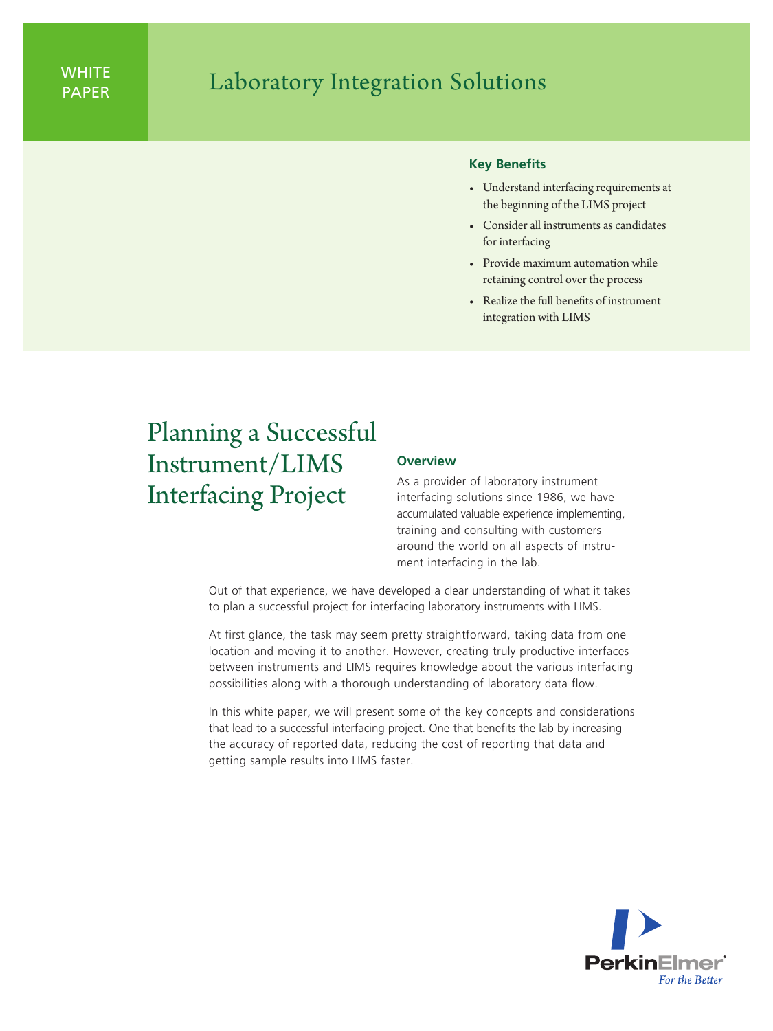WHITE PAPER

# Laboratory Integration Solutions

### Key Benefits

- Understand interfacing requirements at the beginning of the LIMS project
- Consider all instruments as candidates for interfacing
- Provide maximum automation while retaining control over the process
- Realize the full benefits of instrument integration with LIMS

# Planning a Successful Instrument/LIMS Interfacing Project

## Overview

As a provider of laboratory instrument interfacing solutions since 1986, we have accumulated valuable experience implementing, training and consulting with customers around the world on all aspects of instrument interfacing in the lab.

Out of that experience, we have developed a clear understanding of what it takes to plan a successful project for interfacing laboratory instruments with LIMS.

At first glance, the task may seem pretty straightforward, taking data from one location and moving it to another. However, creating truly productive interfaces between instruments and LIMS requires knowledge about the various interfacing possibilities along with a thorough understanding of laboratory data flow.

In this white paper, we will present some of the key concepts and considerations that lead to a successful interfacing project. One that benefits the lab by increasing the accuracy of reported data, reducing the cost of reporting that data and getting sample results into LIMS faster.

PerkinElmer
*For the Better*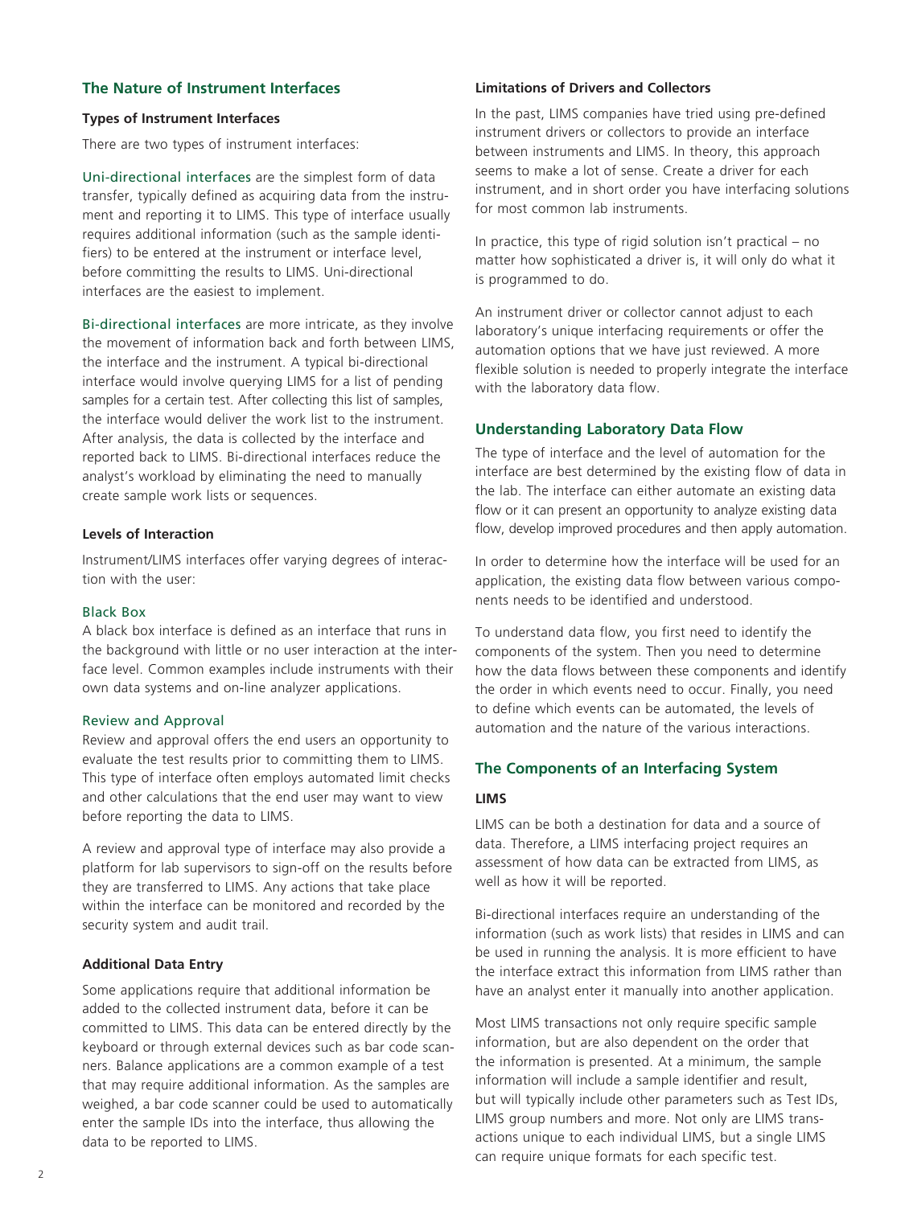## The Nature of Instrument Interfaces

### Types of Instrument Interfaces

There are two types of instrument interfaces:

Uni-directional interfaces are the simplest form of data transfer, typically defined as acquiring data from the instrument and reporting it to LIMS. This type of interface usually requires additional information (such as the sample identifiers) to be entered at the instrument or interface level, before committing the results to LIMS. Uni-directional interfaces are the easiest to implement.

Bi-directional interfaces are more intricate, as they involve the movement of information back and forth between LIMS, the interface and the instrument. A typical bi-directional interface would involve querying LIMS for a list of pending samples for a certain test. After collecting this list of samples, the interface would deliver the work list to the instrument. After analysis, the data is collected by the interface and reported back to LIMS. Bi-directional interfaces reduce the analyst's workload by eliminating the need to manually create sample work lists or sequences.

### Levels of Interaction

Instrument/LIMS interfaces offer varying degrees of interaction with the user:

#### Black Box

A black box interface is defined as an interface that runs in the background with little or no user interaction at the interface level. Common examples include instruments with their own data systems and on-line analyzer applications.

#### Review and Approval

Review and approval offers the end users an opportunity to evaluate the test results prior to committing them to LIMS. This type of interface often employs automated limit checks and other calculations that the end user may want to view before reporting the data to LIMS.

A review and approval type of interface may also provide a platform for lab supervisors to sign-off on the results before they are transferred to LIMS. Any actions that take place within the interface can be monitored and recorded by the security system and audit trail.

### Additional Data Entry

Some applications require that additional information be added to the collected instrument data, before it can be committed to LIMS. This data can be entered directly by the keyboard or through external devices such as bar code scanners. Balance applications are a common example of a test that may require additional information. As the samples are weighed, a bar code scanner could be used to automatically enter the sample IDs into the interface, thus allowing the data to be reported to LIMS.

### Limitations of Drivers and Collectors

In the past, LIMS companies have tried using pre-defined instrument drivers or collectors to provide an interface between instruments and LIMS. In theory, this approach seems to make a lot of sense. Create a driver for each instrument, and in short order you have interfacing solutions for most common lab instruments.

In practice, this type of rigid solution isn't practical – no matter how sophisticated a driver is, it will only do what it is programmed to do.

An instrument driver or collector cannot adjust to each laboratory's unique interfacing requirements or offer the automation options that we have just reviewed. A more flexible solution is needed to properly integrate the interface with the laboratory data flow.

## Understanding Laboratory Data Flow

The type of interface and the level of automation for the interface are best determined by the existing flow of data in the lab. The interface can either automate an existing data flow or it can present an opportunity to analyze existing data flow, develop improved procedures and then apply automation.

In order to determine how the interface will be used for an application, the existing data flow between various components needs to be identified and understood.

To understand data flow, you first need to identify the components of the system. Then you need to determine how the data flows between these components and identify the order in which events need to occur. Finally, you need to define which events can be automated, the levels of automation and the nature of the various interactions.

## The Components of an Interfacing System

### LIMS

LIMS can be both a destination for data and a source of data. Therefore, a LIMS interfacing project requires an assessment of how data can be extracted from LIMS, as well as how it will be reported.

Bi-directional interfaces require an understanding of the information (such as work lists) that resides in LIMS and can be used in running the analysis. It is more efficient to have the interface extract this information from LIMS rather than have an analyst enter it manually into another application.

Most LIMS transactions not only require specific sample information, but are also dependent on the order that the information is presented. At a minimum, the sample information will include a sample identifier and result, but will typically include other parameters such as Test IDs, LIMS group numbers and more. Not only are LIMS transactions unique to each individual LIMS, but a single LIMS can require unique formats for each specific test.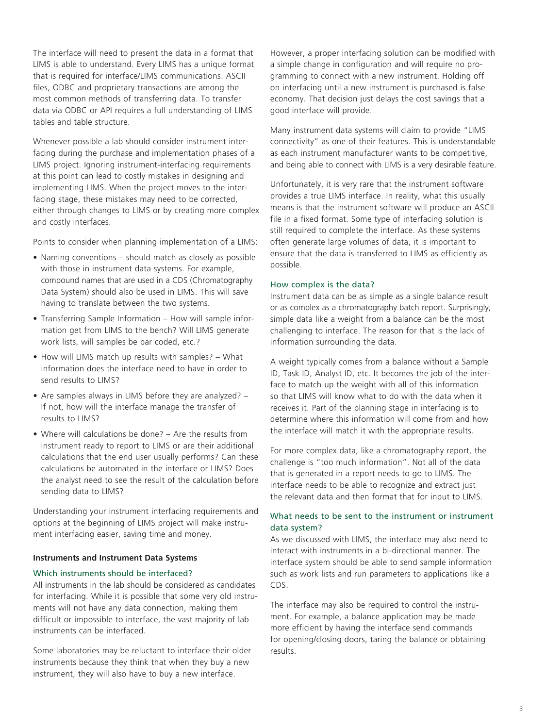The interface will need to present the data in a format that LIMS is able to understand. Every LIMS has a unique format that is required for interface/LIMS communications. ASCII files, ODBC and proprietary transactions are among the most common methods of transferring data. To transfer data via ODBC or API requires a full understanding of LIMS tables and table structure.

Whenever possible a lab should consider instrument interfacing during the purchase and implementation phases of a LIMS project. Ignoring instrument-interfacing requirements at this point can lead to costly mistakes in designing and implementing LIMS. When the project moves to the interfacing stage, these mistakes may need to be corrected, either through changes to LIMS or by creating more complex and costly interfaces.

Points to consider when planning implementation of a LIMS:

- Naming conventions – should match as closely as possible with those in instrument data systems. For example, compound names that are used in a CDS (Chromatography Data System) should also be used in LIMS. This will save having to translate between the two systems.
- Transferring Sample Information – How will sample information get from LIMS to the bench? Will LIMS generate work lists, will samples be bar coded, etc.?
- How will LIMS match up results with samples? – What information does the interface need to have in order to send results to LIMS?
- Are samples always in LIMS before they are analyzed? – If not, how will the interface manage the transfer of results to LIMS?
- Where will calculations be done? – Are the results from instrument ready to report to LIMS or are their additional calculations that the end user usually performs? Can these calculations be automated in the interface or LIMS? Does the analyst need to see the result of the calculation before sending data to LIMS?

Understanding your instrument interfacing requirements and options at the beginning of LIMS project will make instrument interfacing easier, saving time and money.

**Instruments and Instrument Data Systems**

### Which instruments should be interfaced?

All instruments in the lab should be considered as candidates for interfacing. While it is possible that some very old instruments will not have any data connection, making them difficult or impossible to interface, the vast majority of lab instruments can be interfaced.

Some laboratories may be reluctant to interface their older instruments because they think that when they buy a new instrument, they will also have to buy a new interface. However, a proper interfacing solution can be modified with a simple change in configuration and will require no programming to connect with a new instrument. Holding off on interfacing until a new instrument is purchased is false economy. That decision just delays the cost savings that a good interface will provide.

Many instrument data systems will claim to provide "LIMS connectivity" as one of their features. This is understandable as each instrument manufacturer wants to be competitive, and being able to connect with LIMS is a very desirable feature.

Unfortunately, it is very rare that the instrument software provides a true LIMS interface. In reality, what this usually means is that the instrument software will produce an ASCII file in a fixed format. Some type of interfacing solution is still required to complete the interface. As these systems often generate large volumes of data, it is important to ensure that the data is transferred to LIMS as efficiently as possible.

### How complex is the data?

Instrument data can be as simple as a single balance result or as complex as a chromatography batch report. Surprisingly, simple data like a weight from a balance can be the most challenging to interface. The reason for that is the lack of information surrounding the data.

A weight typically comes from a balance without a Sample ID, Task ID, Analyst ID, etc. It becomes the job of the interface to match up the weight with all of this information so that LIMS will know what to do with the data when it receives it. Part of the planning stage in interfacing is to determine where this information will come from and how the interface will match it with the appropriate results.

For more complex data, like a chromatography report, the challenge is "too much information". Not all of the data that is generated in a report needs to go to LIMS. The interface needs to be able to recognize and extract just the relevant data and then format that for input to LIMS.

### What needs to be sent to the instrument or instrument data system?

As we discussed with LIMS, the interface may also need to interact with instruments in a bi-directional manner. The interface system should be able to send sample information such as work lists and run parameters to applications like a CDS.

The interface may also be required to control the instrument. For example, a balance application may be made more efficient by having the interface send commands for opening/closing doors, taring the balance or obtaining results.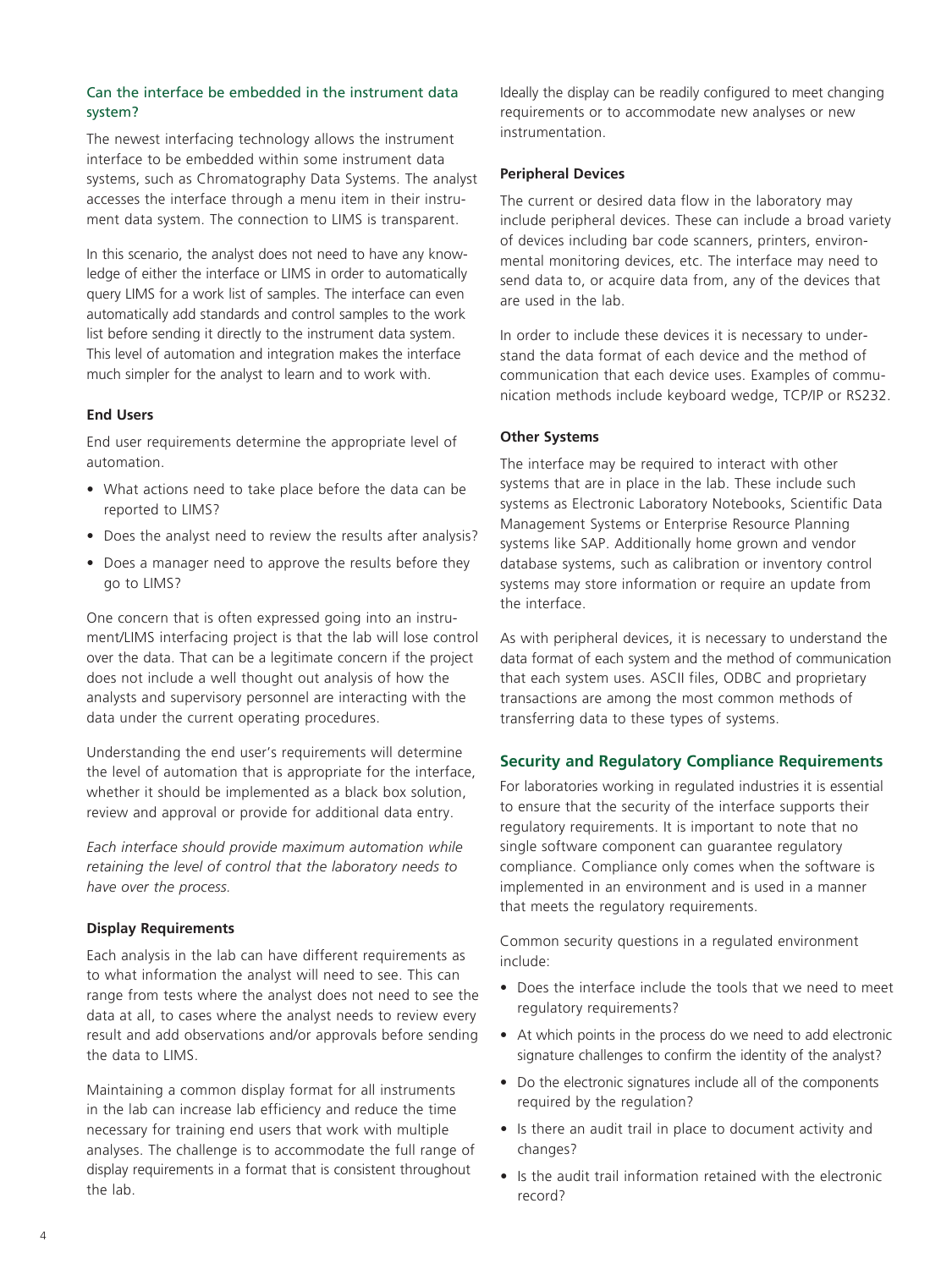### Can the interface be embedded in the instrument data system?

The newest interfacing technology allows the instrument interface to be embedded within some instrument data systems, such as Chromatography Data Systems. The analyst accesses the interface through a menu item in their instrument data system. The connection to LIMS is transparent.

In this scenario, the analyst does not need to have any knowledge of either the interface or LIMS in order to automatically query LIMS for a work list of samples. The interface can even automatically add standards and control samples to the work list before sending it directly to the instrument data system. This level of automation and integration makes the interface much simpler for the analyst to learn and to work with.

**End Users**

End user requirements determine the appropriate level of automation.

- What actions need to take place before the data can be reported to LIMS?
- Does the analyst need to review the results after analysis?
- Does a manager need to approve the results before they go to LIMS?

One concern that is often expressed going into an instrument/LIMS interfacing project is that the lab will lose control over the data. That can be a legitimate concern if the project does not include a well thought out analysis of how the analysts and supervisory personnel are interacting with the data under the current operating procedures.

Understanding the end user's requirements will determine the level of automation that is appropriate for the interface, whether it should be implemented as a black box solution, review and approval or provide for additional data entry.

*Each interface should provide maximum automation while retaining the level of control that the laboratory needs to have over the process.*

**Display Requirements**

Each analysis in the lab can have different requirements as to what information the analyst will need to see. This can range from tests where the analyst does not need to see the data at all, to cases where the analyst needs to review every result and add observations and/or approvals before sending the data to LIMS.

Maintaining a common display format for all instruments in the lab can increase lab efficiency and reduce the time necessary for training end users that work with multiple analyses. The challenge is to accommodate the full range of display requirements in a format that is consistent throughout the lab.

Ideally the display can be readily configured to meet changing requirements or to accommodate new analyses or new instrumentation.

**Peripheral Devices**

The current or desired data flow in the laboratory may include peripheral devices. These can include a broad variety of devices including bar code scanners, printers, environmental monitoring devices, etc. The interface may need to send data to, or acquire data from, any of the devices that are used in the lab.

In order to include these devices it is necessary to understand the data format of each device and the method of communication that each device uses. Examples of communication methods include keyboard wedge, TCP/IP or RS232.

**Other Systems**

The interface may be required to interact with other systems that are in place in the lab. These include such systems as Electronic Laboratory Notebooks, Scientific Data Management Systems or Enterprise Resource Planning systems like SAP. Additionally home grown and vendor database systems, such as calibration or inventory control systems may store information or require an update from the interface.

As with peripheral devices, it is necessary to understand the data format of each system and the method of communication that each system uses. ASCII files, ODBC and proprietary transactions are among the most common methods of transferring data to these types of systems.

## Security and Regulatory Compliance Requirements

For laboratories working in regulated industries it is essential to ensure that the security of the interface supports their regulatory requirements. It is important to note that no single software component can guarantee regulatory compliance. Compliance only comes when the software is implemented in an environment and is used in a manner that meets the regulatory requirements.

Common security questions in a regulated environment include:

- Does the interface include the tools that we need to meet regulatory requirements?
- At which points in the process do we need to add electronic signature challenges to confirm the identity of the analyst?
- Do the electronic signatures include all of the components required by the regulation?
- Is there an audit trail in place to document activity and changes?
- Is the audit trail information retained with the electronic record?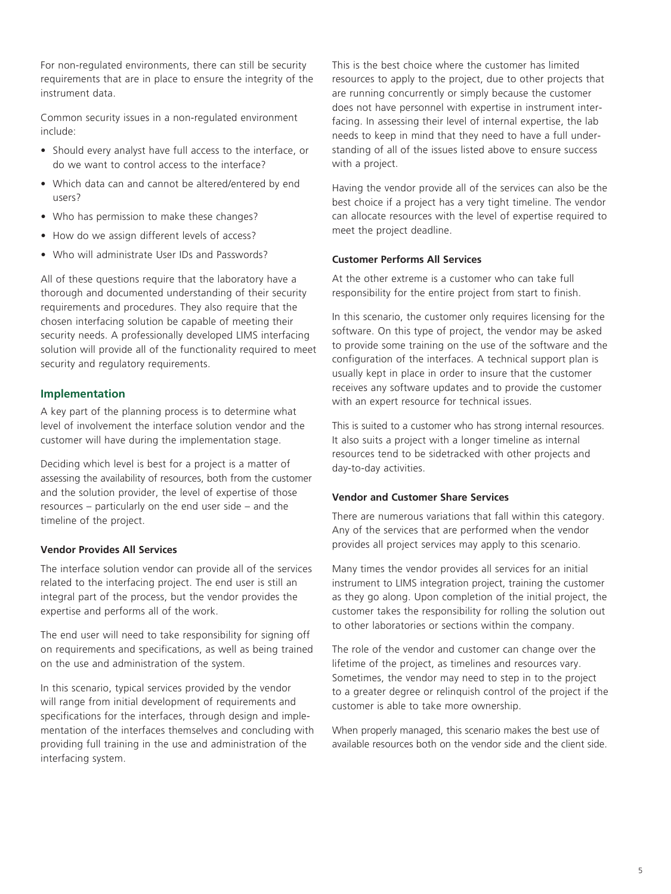For non-regulated environments, there can still be security requirements that are in place to ensure the integrity of the instrument data.

Common security issues in a non-regulated environment include:

- Should every analyst have full access to the interface, or do we want to control access to the interface?
- Which data can and cannot be altered/entered by end users?
- Who has permission to make these changes?
- How do we assign different levels of access?
- Who will administrate User IDs and Passwords?

All of these questions require that the laboratory have a thorough and documented understanding of their security requirements and procedures. They also require that the chosen interfacing solution be capable of meeting their security needs. A professionally developed LIMS interfacing solution will provide all of the functionality required to meet security and regulatory requirements.

## Implementation

A key part of the planning process is to determine what level of involvement the interface solution vendor and the customer will have during the implementation stage.

Deciding which level is best for a project is a matter of assessing the availability of resources, both from the customer and the solution provider, the level of expertise of those resources – particularly on the end user side – and the timeline of the project.

### Vendor Provides All Services

The interface solution vendor can provide all of the services related to the interfacing project. The end user is still an integral part of the process, but the vendor provides the expertise and performs all of the work.

The end user will need to take responsibility for signing off on requirements and specifications, as well as being trained on the use and administration of the system.

In this scenario, typical services provided by the vendor will range from initial development of requirements and specifications for the interfaces, through design and implementation of the interfaces themselves and concluding with providing full training in the use and administration of the interfacing system.

This is the best choice where the customer has limited resources to apply to the project, due to other projects that are running concurrently or simply because the customer does not have personnel with expertise in instrument interfacing. In assessing their level of internal expertise, the lab needs to keep in mind that they need to have a full understanding of all of the issues listed above to ensure success with a project.

Having the vendor provide all of the services can also be the best choice if a project has a very tight timeline. The vendor can allocate resources with the level of expertise required to meet the project deadline.

### Customer Performs All Services

At the other extreme is a customer who can take full responsibility for the entire project from start to finish.

In this scenario, the customer only requires licensing for the software. On this type of project, the vendor may be asked to provide some training on the use of the software and the configuration of the interfaces. A technical support plan is usually kept in place in order to insure that the customer receives any software updates and to provide the customer with an expert resource for technical issues.

This is suited to a customer who has strong internal resources. It also suits a project with a longer timeline as internal resources tend to be sidetracked with other projects and day-to-day activities.

### Vendor and Customer Share Services

There are numerous variations that fall within this category. Any of the services that are performed when the vendor provides all project services may apply to this scenario.

Many times the vendor provides all services for an initial instrument to LIMS integration project, training the customer as they go along. Upon completion of the initial project, the customer takes the responsibility for rolling the solution out to other laboratories or sections within the company.

The role of the vendor and customer can change over the lifetime of the project, as timelines and resources vary. Sometimes, the vendor may need to step in to the project to a greater degree or relinquish control of the project if the customer is able to take more ownership.

When properly managed, this scenario makes the best use of available resources both on the vendor side and the client side.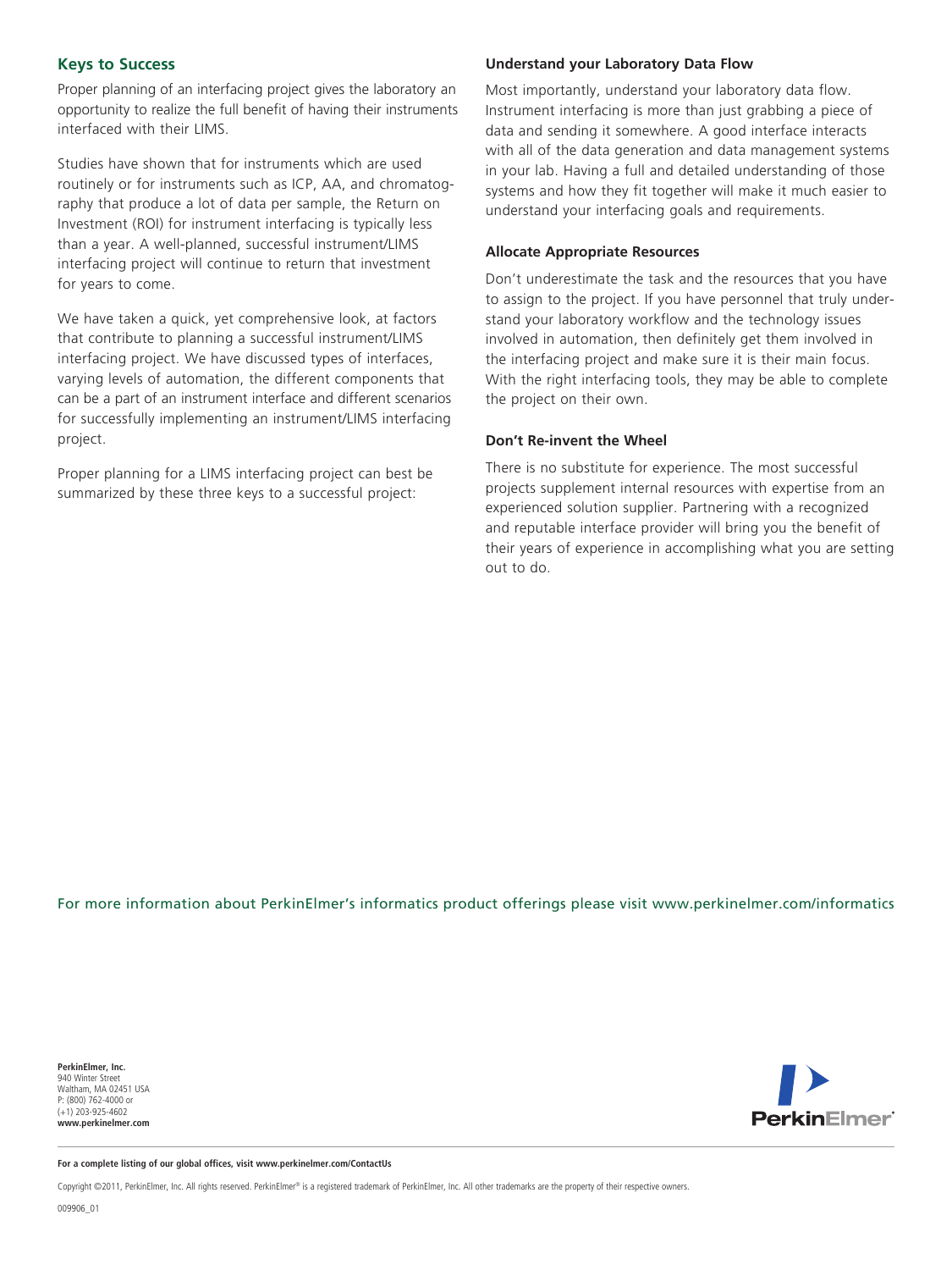## Keys to Success

Proper planning of an interfacing project gives the laboratory an opportunity to realize the full benefit of having their instruments interfaced with their LIMS.

Studies have shown that for instruments which are used routinely or for instruments such as ICP, AA, and chromatography that produce a lot of data per sample, the Return on Investment (ROI) for instrument interfacing is typically less than a year. A well-planned, successful instrument/LIMS interfacing project will continue to return that investment for years to come.

We have taken a quick, yet comprehensive look, at factors that contribute to planning a successful instrument/LIMS interfacing project. We have discussed types of interfaces, varying levels of automation, the different components that can be a part of an instrument interface and different scenarios for successfully implementing an instrument/LIMS interfacing project.

Proper planning for a LIMS interfacing project can best be summarized by these three keys to a successful project:

### Understand your Laboratory Data Flow

Most importantly, understand your laboratory data flow. Instrument interfacing is more than just grabbing a piece of data and sending it somewhere. A good interface interacts with all of the data generation and data management systems in your lab. Having a full and detailed understanding of those systems and how they fit together will make it much easier to understand your interfacing goals and requirements.

### Allocate Appropriate Resources

Don't underestimate the task and the resources that you have to assign to the project. If you have personnel that truly understand your laboratory workflow and the technology issues involved in automation, then definitely get them involved in the interfacing project and make sure it is their main focus. With the right interfacing tools, they may be able to complete the project on their own.

### Don't Re-invent the Wheel

There is no substitute for experience. The most successful projects supplement internal resources with expertise from an experienced solution supplier. Partnering with a recognized and reputable interface provider will bring you the benefit of their years of experience in accomplishing what you are setting out to do.

For more information about PerkinElmer's informatics product offerings please visit www.perkinelmer.com/informatics

**PerkinElmer, Inc.**
940 Winter Street
Waltham, MA 02451 USA
P: (800) 762-4000 or
(+1) 203-925-4602
**www.perkinelmer.com**

**For a complete listing of our global offices, visit www.perkinelmer.com/ContactUs**

Copyright ©2011, PerkinElmer, Inc. All rights reserved. PerkinElmer® is a registered trademark of PerkinElmer, Inc. All other trademarks are the property of their respective owners.

009906_01